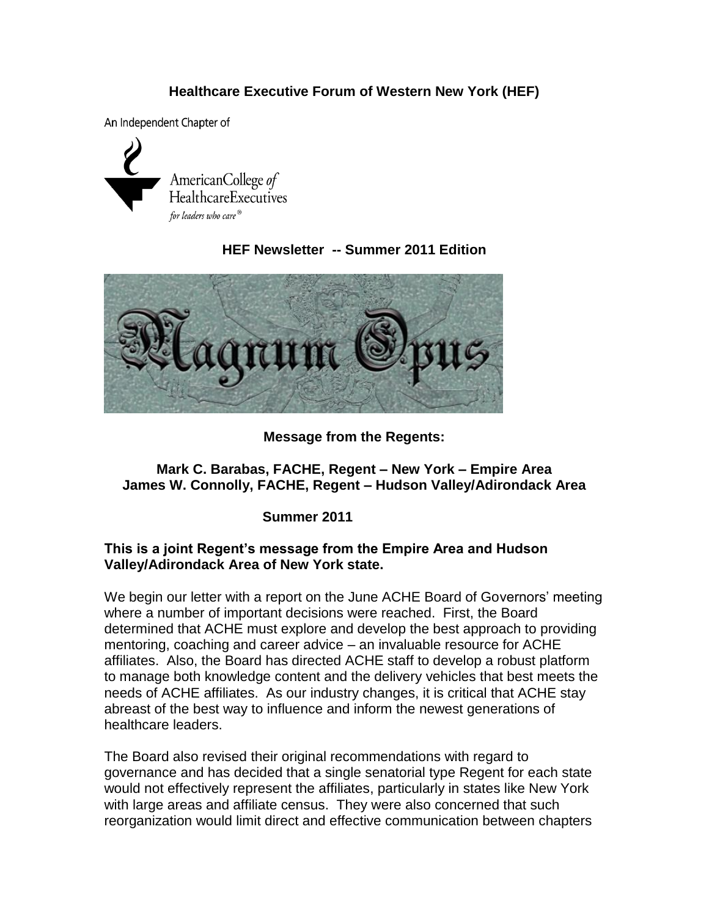**Healthcare Executive Forum of Western New York (HEF)**

An Independent Chapter of

American College *of* Healthcare Executives
*for leaders who care®*

**HEF Newsletter -- Summer 2011 Edition**

Magnum Opus

**Message from the Regents:**

**Mark C. Barabas, FACHE, Regent – New York – Empire Area**
**James W. Connolly, FACHE, Regent – Hudson Valley/Adirondack Area**

**Summer 2011**

**This is a joint Regent's message from the Empire Area and Hudson Valley/Adirondack Area of New York state.**

We begin our letter with a report on the June ACHE Board of Governors' meeting where a number of important decisions were reached. First, the Board determined that ACHE must explore and develop the best approach to providing mentoring, coaching and career advice – an invaluable resource for ACHE affiliates. Also, the Board has directed ACHE staff to develop a robust platform to manage both knowledge content and the delivery vehicles that best meets the needs of ACHE affiliates. As our industry changes, it is critical that ACHE stay abreast of the best way to influence and inform the newest generations of healthcare leaders.

The Board also revised their original recommendations with regard to governance and has decided that a single senatorial type Regent for each state would not effectively represent the affiliates, particularly in states like New York with large areas and affiliate census. They were also concerned that such reorganization would limit direct and effective communication between chapters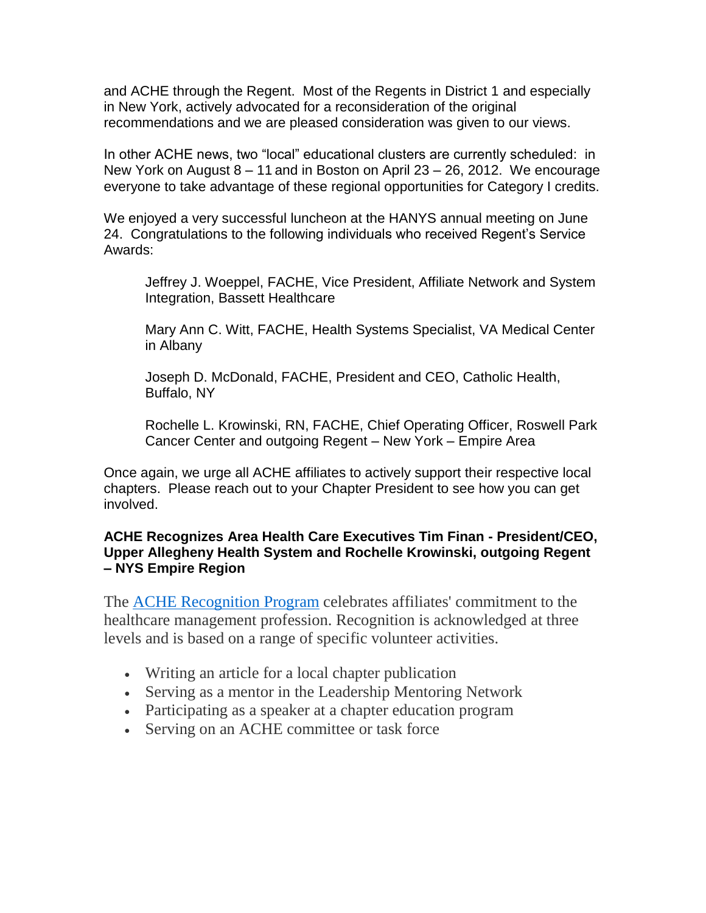and ACHE through the Regent. Most of the Regents in District 1 and especially in New York, actively advocated for a reconsideration of the original recommendations and we are pleased consideration was given to our views.

In other ACHE news, two "local" educational clusters are currently scheduled: in New York on August 8 – 11 and in Boston on April 23 – 26, 2012. We encourage everyone to take advantage of these regional opportunities for Category I credits.

We enjoyed a very successful luncheon at the HANYS annual meeting on June 24. Congratulations to the following individuals who received Regent's Service Awards:

> Jeffrey J. Woeppel, FACHE, Vice President, Affiliate Network and System Integration, Bassett Healthcare
>
> Mary Ann C. Witt, FACHE, Health Systems Specialist, VA Medical Center in Albany
>
> Joseph D. McDonald, FACHE, President and CEO, Catholic Health, Buffalo, NY
>
> Rochelle L. Krowinski, RN, FACHE, Chief Operating Officer, Roswell Park Cancer Center and outgoing Regent – New York – Empire Area

Once again, we urge all ACHE affiliates to actively support their respective local chapters. Please reach out to your Chapter President to see how you can get involved.

**ACHE Recognizes Area Health Care Executives Tim Finan - President/CEO, Upper Allegheny Health System and Rochelle Krowinski, outgoing Regent – NYS Empire Region**

The ACHE Recognition Program celebrates affiliates' commitment to the healthcare management profession. Recognition is acknowledged at three levels and is based on a range of specific volunteer activities.

- Writing an article for a local chapter publication
- Serving as a mentor in the Leadership Mentoring Network
- Participating as a speaker at a chapter education program
- Serving on an ACHE committee or task force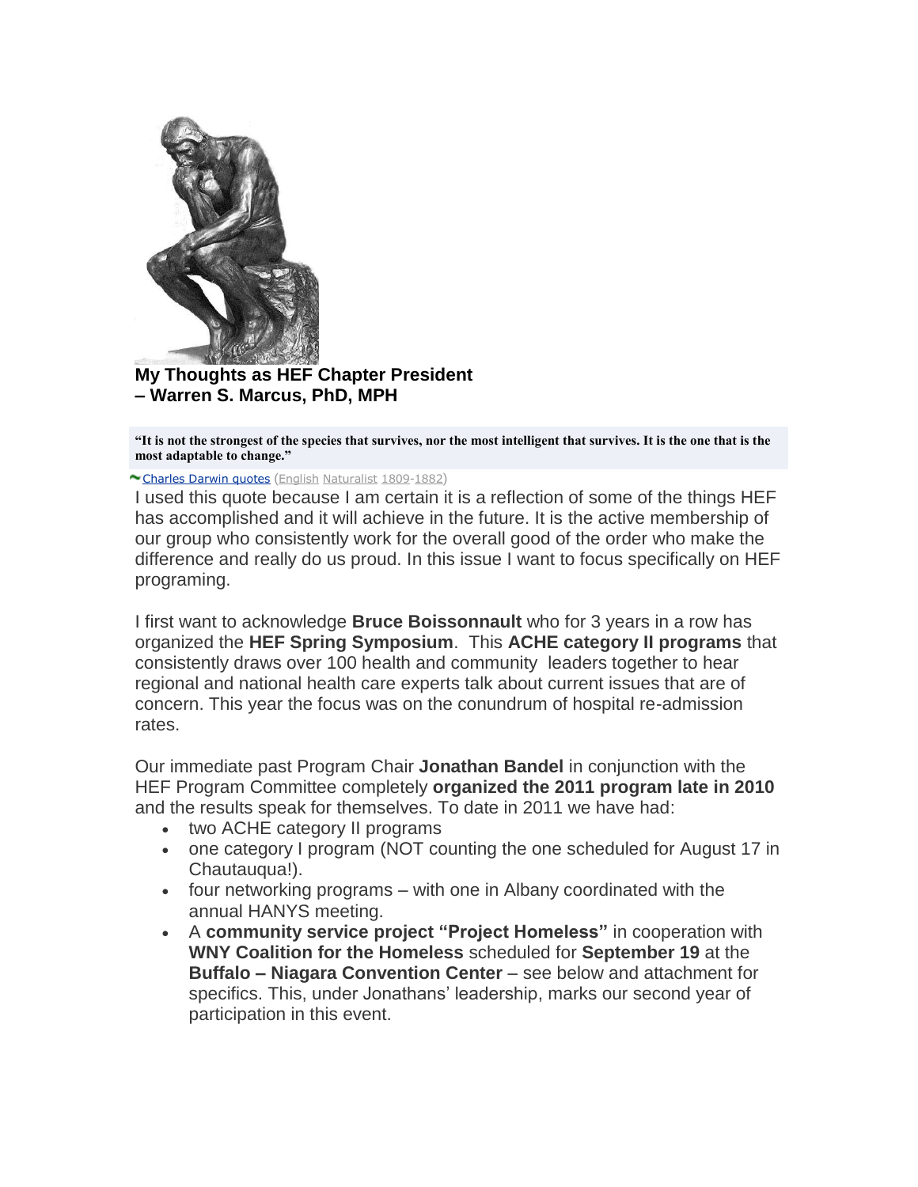## My Thoughts as HEF Chapter President – Warren S. Marcus, PhD, MPH

> **"It is not the strongest of the species that survives, nor the most intelligent that survives. It is the one that is the most adaptable to change."**

Charles Darwin quotes (English Naturalist 1809-1882)

I used this quote because I am certain it is a reflection of some of the things HEF has accomplished and it will achieve in the future. It is the active membership of our group who consistently work for the overall good of the order who make the difference and really do us proud. In this issue I want to focus specifically on HEF programing.

I first want to acknowledge **Bruce Boissonnault** who for 3 years in a row has organized the **HEF Spring Symposium**. This **ACHE category II programs** that consistently draws over 100 health and community leaders together to hear regional and national health care experts talk about current issues that are of concern. This year the focus was on the conundrum of hospital re-admission rates.

Our immediate past Program Chair **Jonathan Bandel** in conjunction with the HEF Program Committee completely **organized the 2011 program late in 2010** and the results speak for themselves. To date in 2011 we have had:

- two ACHE category II programs
- one category I program (NOT counting the one scheduled for August 17 in Chautauqua!).
- four networking programs – with one in Albany coordinated with the annual HANYS meeting.
- A **community service project "Project Homeless"** in cooperation with **WNY Coalition for the Homeless** scheduled for **September 19** at the **Buffalo – Niagara Convention Center** – see below and attachment for specifics. This, under Jonathans' leadership, marks our second year of participation in this event.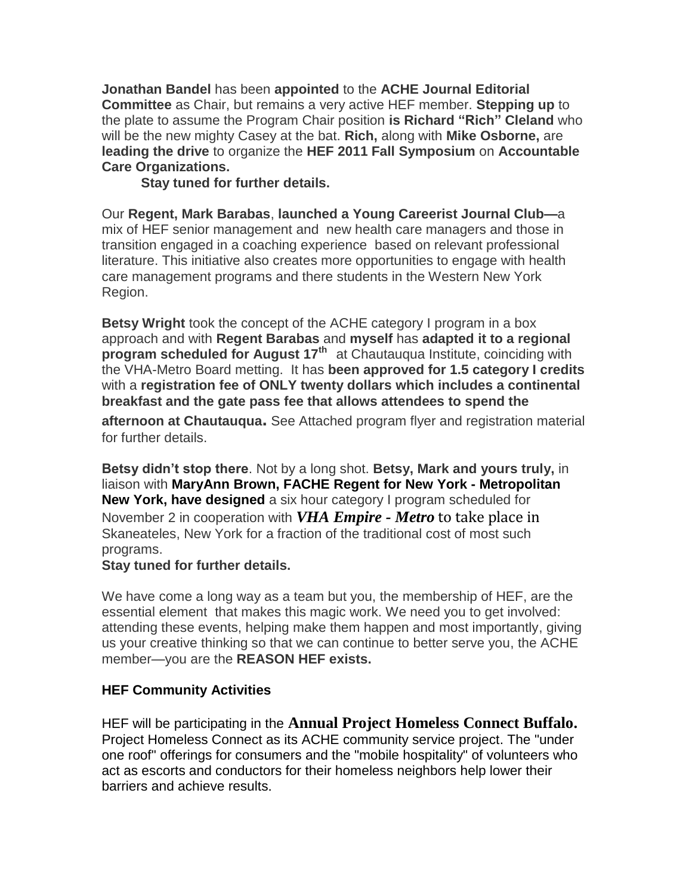**Jonathan Bandel** has been **appointed** to the **ACHE Journal Editorial Committee** as Chair, but remains a very active HEF member. **Stepping up** to the plate to assume the Program Chair position **is Richard "Rich" Cleland** who will be the new mighty Casey at the bat. **Rich,** along with **Mike Osborne,** are **leading the drive** to organize the **HEF 2011 Fall Symposium** on **Accountable Care Organizations.**

**Stay tuned for further details.**

Our **Regent, Mark Barabas**, **launched a Young Careerist Journal Club—**a mix of HEF senior management and new health care managers and those in transition engaged in a coaching experience based on relevant professional literature. This initiative also creates more opportunities to engage with health care management programs and there students in the Western New York Region.

**Betsy Wright** took the concept of the ACHE category I program in a box approach and with **Regent Barabas** and **myself** has **adapted it to a regional program scheduled for August 17th** at Chautauqua Institute, coinciding with the VHA-Metro Board metting. It has **been approved for 1.5 category I credits** with a **registration fee of ONLY twenty dollars which includes a continental breakfast and the gate pass fee that allows attendees to spend the afternoon at Chautauqua.** See Attached program flyer and registration material for further details.

**Betsy didn't stop there**. Not by a long shot. **Betsy, Mark and yours truly,** in liaison with **MaryAnn Brown, FACHE Regent for New York - Metropolitan New York, have designed** a six hour category I program scheduled for November 2 in cooperation with ***VHA Empire - Metro*** to take place in Skaneateles, New York for a fraction of the traditional cost of most such programs.

**Stay tuned for further details.**

We have come a long way as a team but you, the membership of HEF, are the essential element that makes this magic work. We need you to get involved: attending these events, helping make them happen and most importantly, giving us your creative thinking so that we can continue to better serve you, the ACHE member—you are the **REASON HEF exists.**

### HEF Community Activities

HEF will be participating in the **Annual Project Homeless Connect Buffalo.** Project Homeless Connect as its ACHE community service project. The "under one roof" offerings for consumers and the "mobile hospitality" of volunteers who act as escorts and conductors for their homeless neighbors help lower their barriers and achieve results.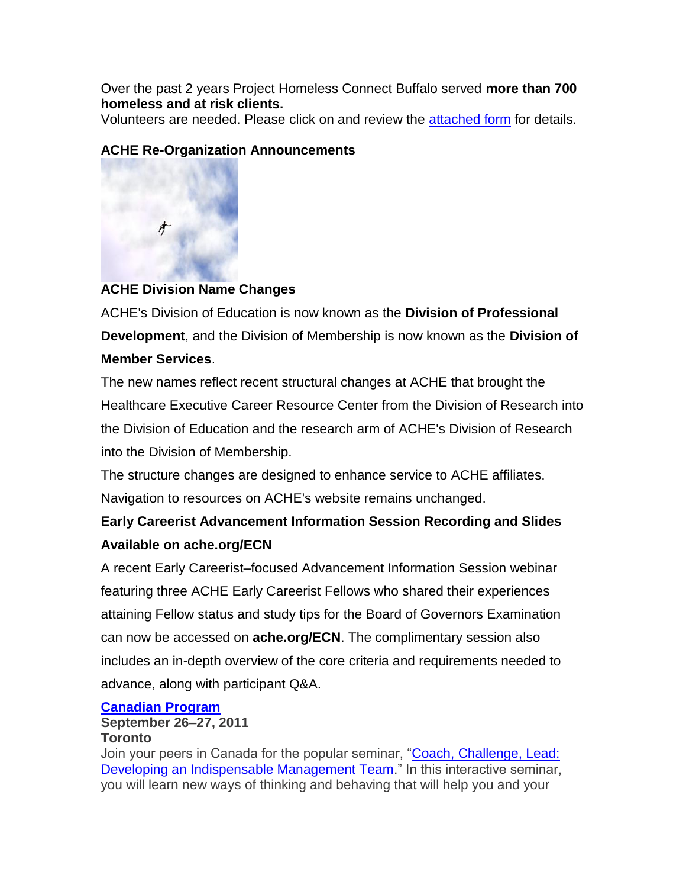Over the past 2 years Project Homeless Connect Buffalo served **more than 700 homeless and at risk clients.**
Volunteers are needed. Please click on and review the attached form for details.

**ACHE Re-Organization Announcements**

**ACHE Division Name Changes**

ACHE's Division of Education is now known as the **Division of Professional Development**, and the Division of Membership is now known as the **Division of Member Services**.

The new names reflect recent structural changes at ACHE that brought the Healthcare Executive Career Resource Center from the Division of Research into the Division of Education and the research arm of ACHE's Division of Research into the Division of Membership.

The structure changes are designed to enhance service to ACHE affiliates. Navigation to resources on ACHE's website remains unchanged.

**Early Careerist Advancement Information Session Recording and Slides Available on ache.org/ECN**

A recent Early Careerist–focused Advancement Information Session webinar featuring three ACHE Early Careerist Fellows who shared their experiences attaining Fellow status and study tips for the Board of Governors Examination can now be accessed on **ache.org/ECN**. The complimentary session also includes an in-depth overview of the core criteria and requirements needed to advance, along with participant Q&A.

**Canadian Program**
**September 26–27, 2011**
**Toronto**
Join your peers in Canada for the popular seminar, "Coach, Challenge, Lead: Developing an Indispensable Management Team." In this interactive seminar, you will learn new ways of thinking and behaving that will help you and your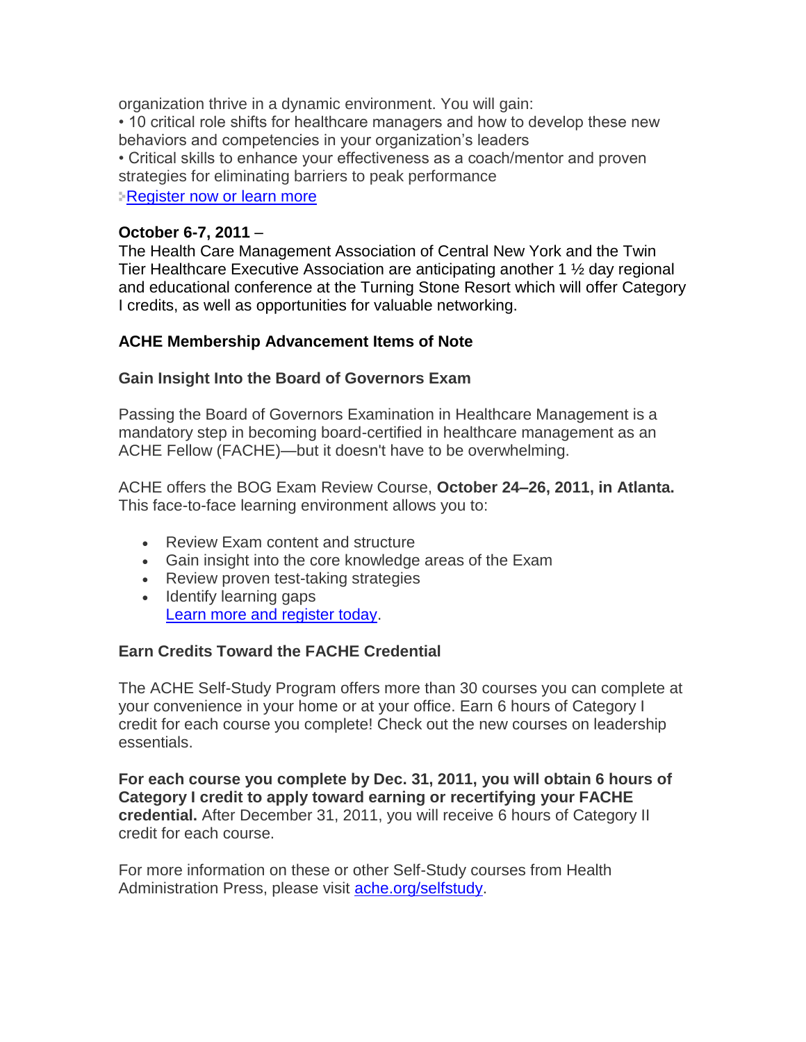organization thrive in a dynamic environment. You will gain:

• 10 critical role shifts for healthcare managers and how to develop these new behaviors and competencies in your organization's leaders

• Critical skills to enhance your effectiveness as a coach/mentor and proven strategies for eliminating barriers to peak performance

Register now or learn more

**October 6-7, 2011** –
The Health Care Management Association of Central New York and the Twin Tier Healthcare Executive Association are anticipating another 1 ½ day regional and educational conference at the Turning Stone Resort which will offer Category I credits, as well as opportunities for valuable networking.

**ACHE Membership Advancement Items of Note**

**Gain Insight Into the Board of Governors Exam**

Passing the Board of Governors Examination in Healthcare Management is a mandatory step in becoming board-certified in healthcare management as an ACHE Fellow (FACHE)—but it doesn't have to be overwhelming.

ACHE offers the BOG Exam Review Course, **October 24–26, 2011, in Atlanta.** This face-to-face learning environment allows you to:

- Review Exam content and structure
- Gain insight into the core knowledge areas of the Exam
- Review proven test-taking strategies
- Identify learning gaps
  Learn more and register today.

**Earn Credits Toward the FACHE Credential**

The ACHE Self-Study Program offers more than 30 courses you can complete at your convenience in your home or at your office. Earn 6 hours of Category I credit for each course you complete! Check out the new courses on leadership essentials.

**For each course you complete by Dec. 31, 2011, you will obtain 6 hours of Category I credit to apply toward earning or recertifying your FACHE credential.** After December 31, 2011, you will receive 6 hours of Category II credit for each course.

For more information on these or other Self-Study courses from Health Administration Press, please visit ache.org/selfstudy.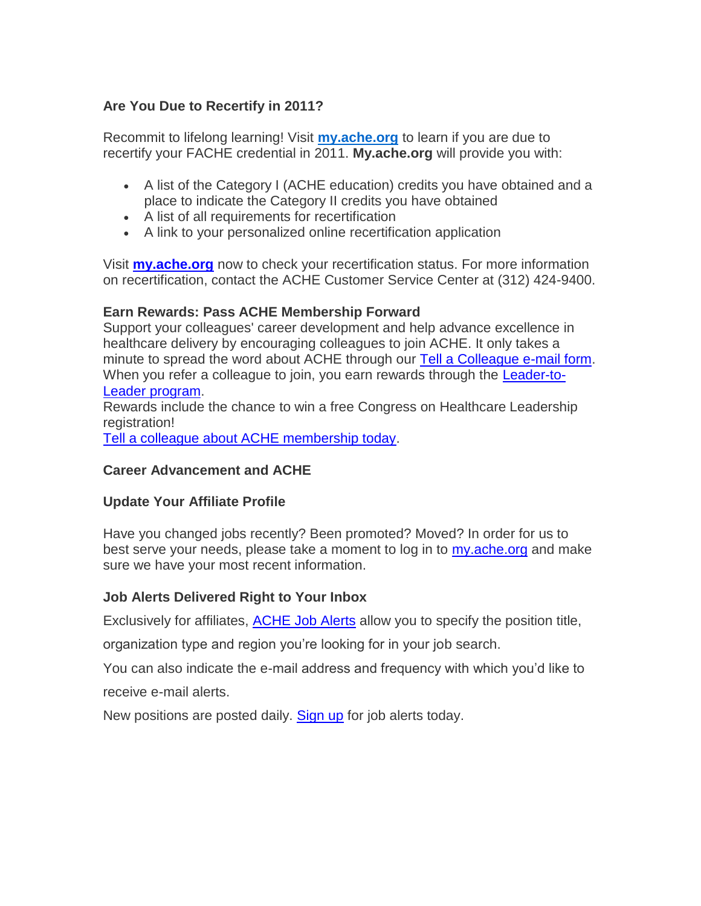### Are You Due to Recertify in 2011?

Recommit to lifelong learning! Visit **my.ache.org** to learn if you are due to recertify your FACHE credential in 2011. **My.ache.org** will provide you with:

- A list of the Category I (ACHE education) credits you have obtained and a place to indicate the Category II credits you have obtained
- A list of all requirements for recertification
- A link to your personalized online recertification application

Visit **my.ache.org** now to check your recertification status. For more information on recertification, contact the ACHE Customer Service Center at (312) 424-9400.

### Earn Rewards: Pass ACHE Membership Forward

Support your colleagues' career development and help advance excellence in healthcare delivery by encouraging colleagues to join ACHE. It only takes a minute to spread the word about ACHE through our Tell a Colleague e-mail form. When you refer a colleague to join, you earn rewards through the Leader-to-Leader program.
Rewards include the chance to win a free Congress on Healthcare Leadership registration!
Tell a colleague about ACHE membership today.

### Career Advancement and ACHE

### Update Your Affiliate Profile

Have you changed jobs recently? Been promoted? Moved? In order for us to best serve your needs, please take a moment to log in to my.ache.org and make sure we have your most recent information.

### Job Alerts Delivered Right to Your Inbox

Exclusively for affiliates, ACHE Job Alerts allow you to specify the position title, organization type and region you're looking for in your job search.

You can also indicate the e-mail address and frequency with which you'd like to receive e-mail alerts.

New positions are posted daily. Sign up for job alerts today.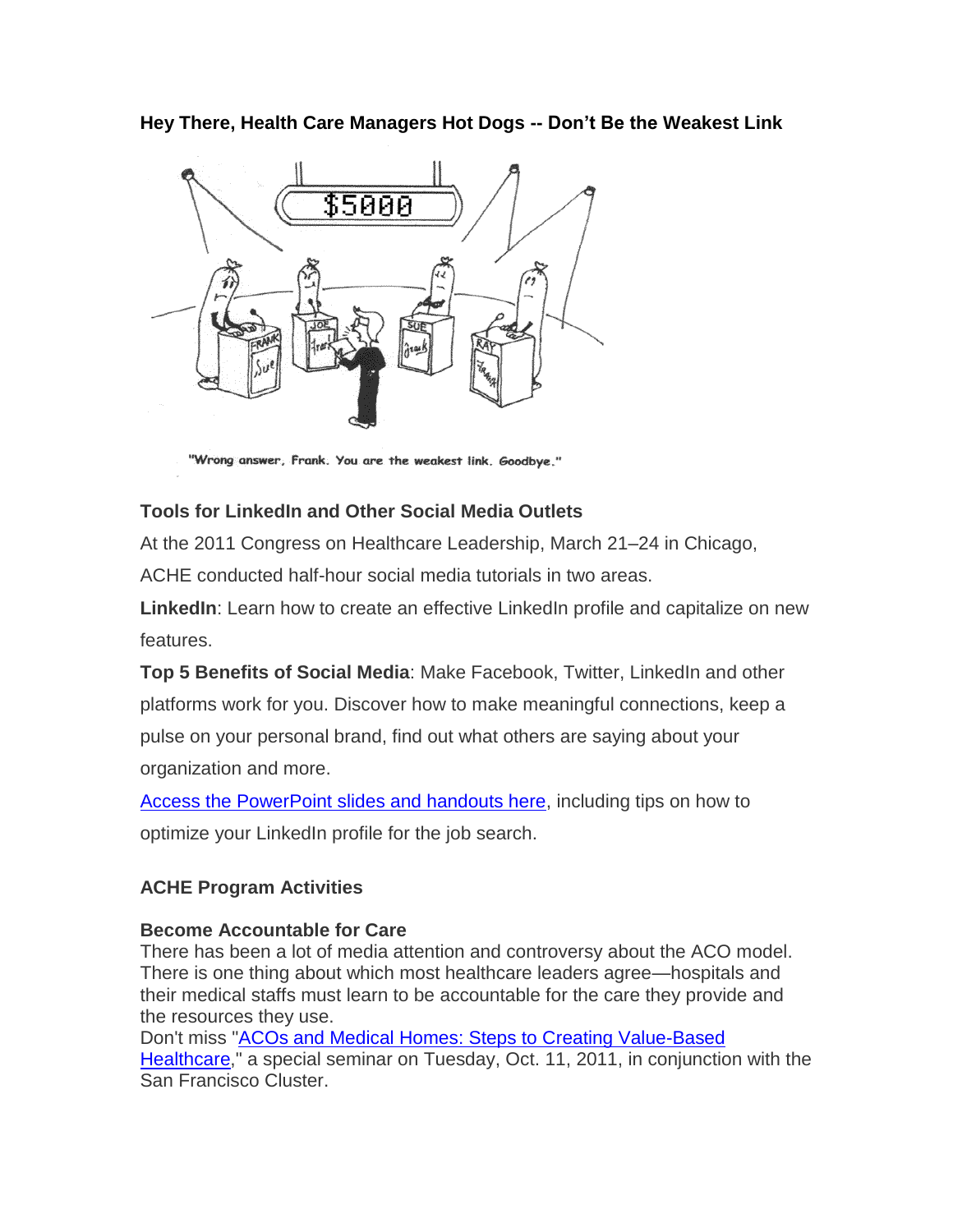**Hey There, Health Care Managers Hot Dogs -- Don't Be the Weakest Link**

"Wrong answer, Frank. You are the weakest link. Goodbye."

**Tools for LinkedIn and Other Social Media Outlets**

At the 2011 Congress on Healthcare Leadership, March 21–24 in Chicago, ACHE conducted half-hour social media tutorials in two areas.

**LinkedIn**: Learn how to create an effective LinkedIn profile and capitalize on new features.

**Top 5 Benefits of Social Media**: Make Facebook, Twitter, LinkedIn and other platforms work for you. Discover how to make meaningful connections, keep a pulse on your personal brand, find out what others are saying about your organization and more.

Access the PowerPoint slides and handouts here, including tips on how to optimize your LinkedIn profile for the job search.

**ACHE Program Activities**

**Become Accountable for Care**

There has been a lot of media attention and controversy about the ACO model. There is one thing about which most healthcare leaders agree—hospitals and their medical staffs must learn to be accountable for the care they provide and the resources they use.

Don't miss "ACOs and Medical Homes: Steps to Creating Value-Based Healthcare," a special seminar on Tuesday, Oct. 11, 2011, in conjunction with the San Francisco Cluster.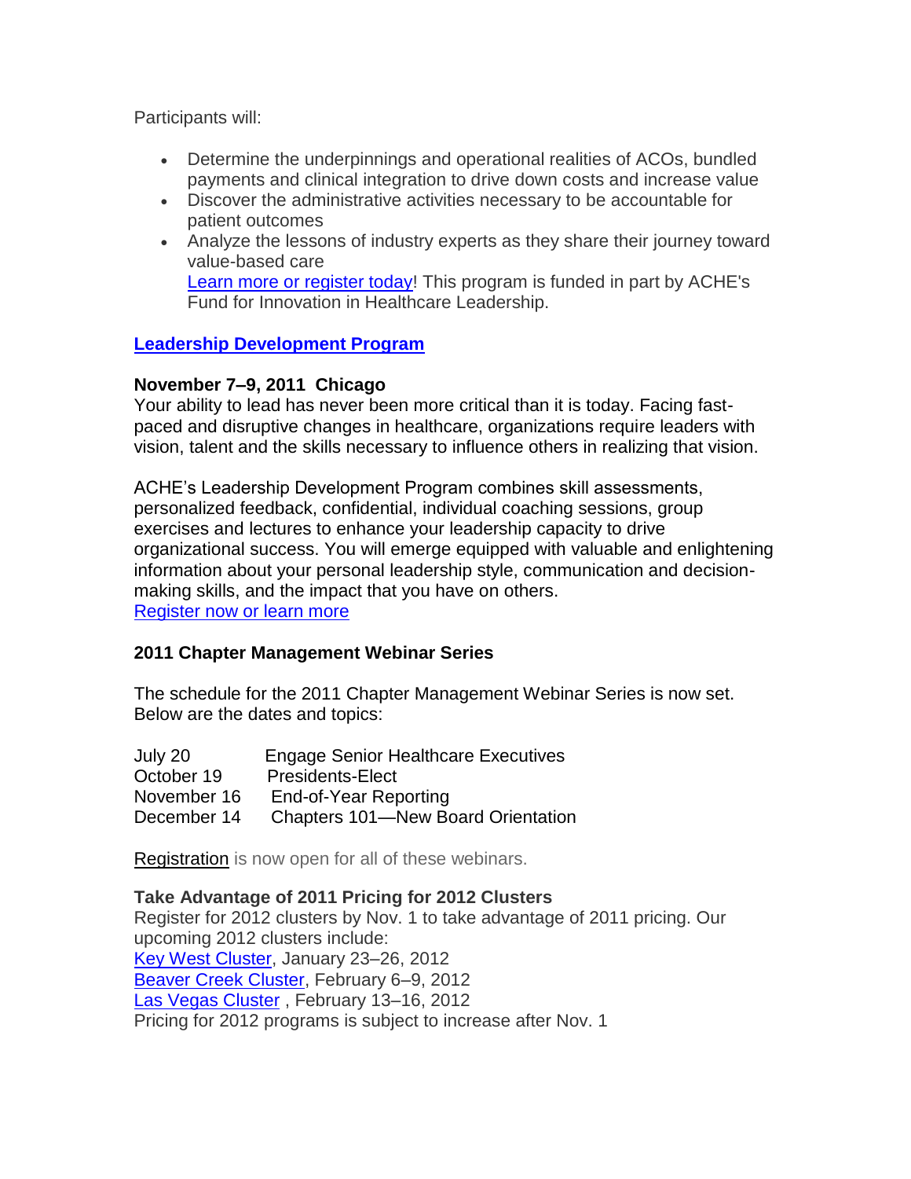Participants will:

- Determine the underpinnings and operational realities of ACOs, bundled payments and clinical integration to drive down costs and increase value
- Discover the administrative activities necessary to be accountable for patient outcomes
- Analyze the lessons of industry experts as they share their journey toward value-based care
  Learn more or register today! This program is funded in part by ACHE's Fund for Innovation in Healthcare Leadership.

**Leadership Development Program**

**November 7–9, 2011 Chicago**
Your ability to lead has never been more critical than it is today. Facing fast-paced and disruptive changes in healthcare, organizations require leaders with vision, talent and the skills necessary to influence others in realizing that vision.

ACHE's Leadership Development Program combines skill assessments, personalized feedback, confidential, individual coaching sessions, group exercises and lectures to enhance your leadership capacity to drive organizational success. You will emerge equipped with valuable and enlightening information about your personal leadership style, communication and decision-making skills, and the impact that you have on others.
Register now or learn more

**2011 Chapter Management Webinar Series**

The schedule for the 2011 Chapter Management Webinar Series is now set. Below are the dates and topics:

| | |
|---|---|
| July 20 | Engage Senior Healthcare Executives |
| October 19 | Presidents-Elect |
| November 16 | End-of-Year Reporting |
| December 14 | Chapters 101—New Board Orientation |

Registration is now open for all of these webinars.

**Take Advantage of 2011 Pricing for 2012 Clusters**
Register for 2012 clusters by Nov. 1 to take advantage of 2011 pricing. Our upcoming 2012 clusters include:
Key West Cluster, January 23–26, 2012
Beaver Creek Cluster, February 6–9, 2012
Las Vegas Cluster , February 13–16, 2012
Pricing for 2012 programs is subject to increase after Nov. 1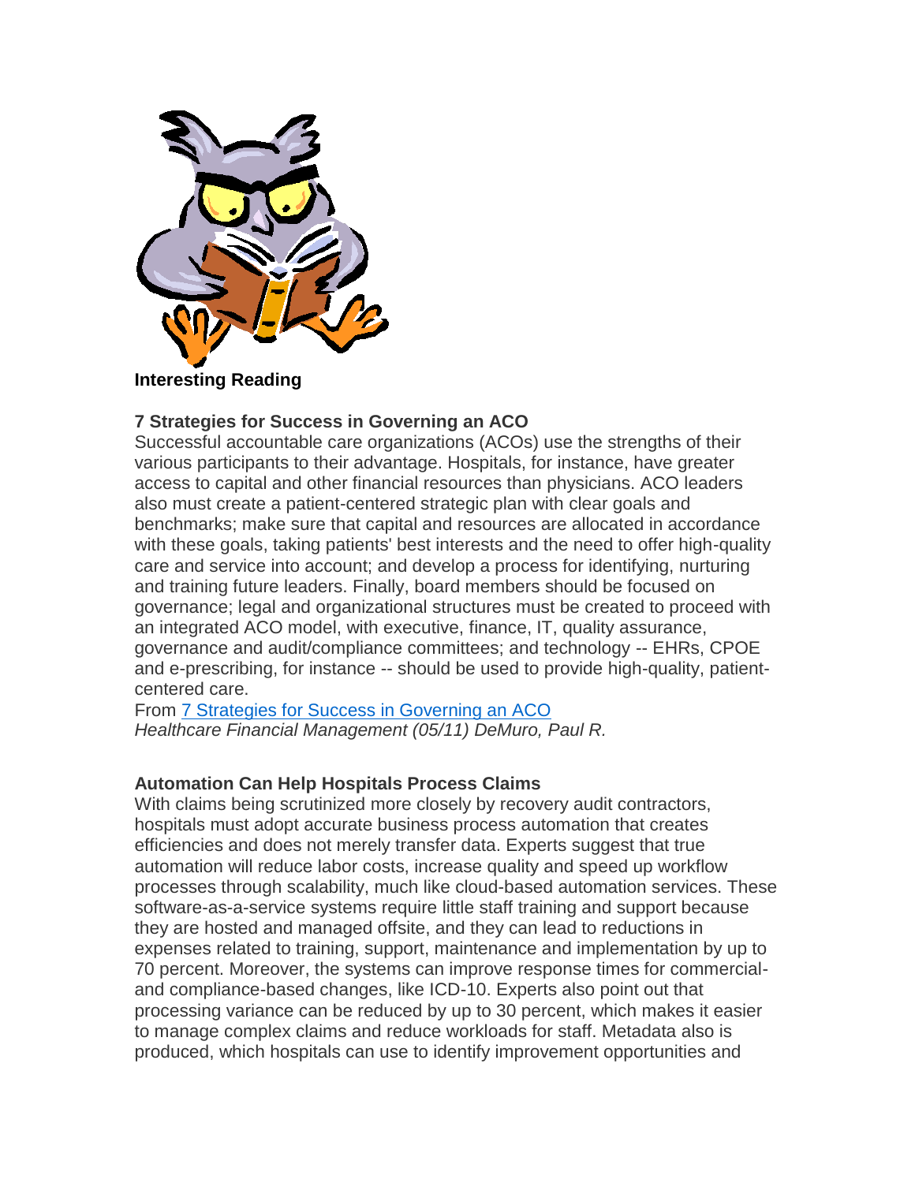**Interesting Reading**

### 7 Strategies for Success in Governing an ACO

Successful accountable care organizations (ACOs) use the strengths of their various participants to their advantage. Hospitals, for instance, have greater access to capital and other financial resources than physicians. ACO leaders also must create a patient-centered strategic plan with clear goals and benchmarks; make sure that capital and resources are allocated in accordance with these goals, taking patients' best interests and the need to offer high-quality care and service into account; and develop a process for identifying, nurturing and training future leaders. Finally, board members should be focused on governance; legal and organizational structures must be created to proceed with an integrated ACO model, with executive, finance, IT, quality assurance, governance and audit/compliance committees; and technology -- EHRs, CPOE and e-prescribing, for instance -- should be used to provide high-quality, patient-centered care.

From 7 Strategies for Success in Governing an ACO
*Healthcare Financial Management (05/11) DeMuro, Paul R.*

### Automation Can Help Hospitals Process Claims

With claims being scrutinized more closely by recovery audit contractors, hospitals must adopt accurate business process automation that creates efficiencies and does not merely transfer data. Experts suggest that true automation will reduce labor costs, increase quality and speed up workflow processes through scalability, much like cloud-based automation services. These software-as-a-service systems require little staff training and support because they are hosted and managed offsite, and they can lead to reductions in expenses related to training, support, maintenance and implementation by up to 70 percent. Moreover, the systems can improve response times for commercial- and compliance-based changes, like ICD-10. Experts also point out that processing variance can be reduced by up to 30 percent, which makes it easier to manage complex claims and reduce workloads for staff. Metadata also is produced, which hospitals can use to identify improvement opportunities and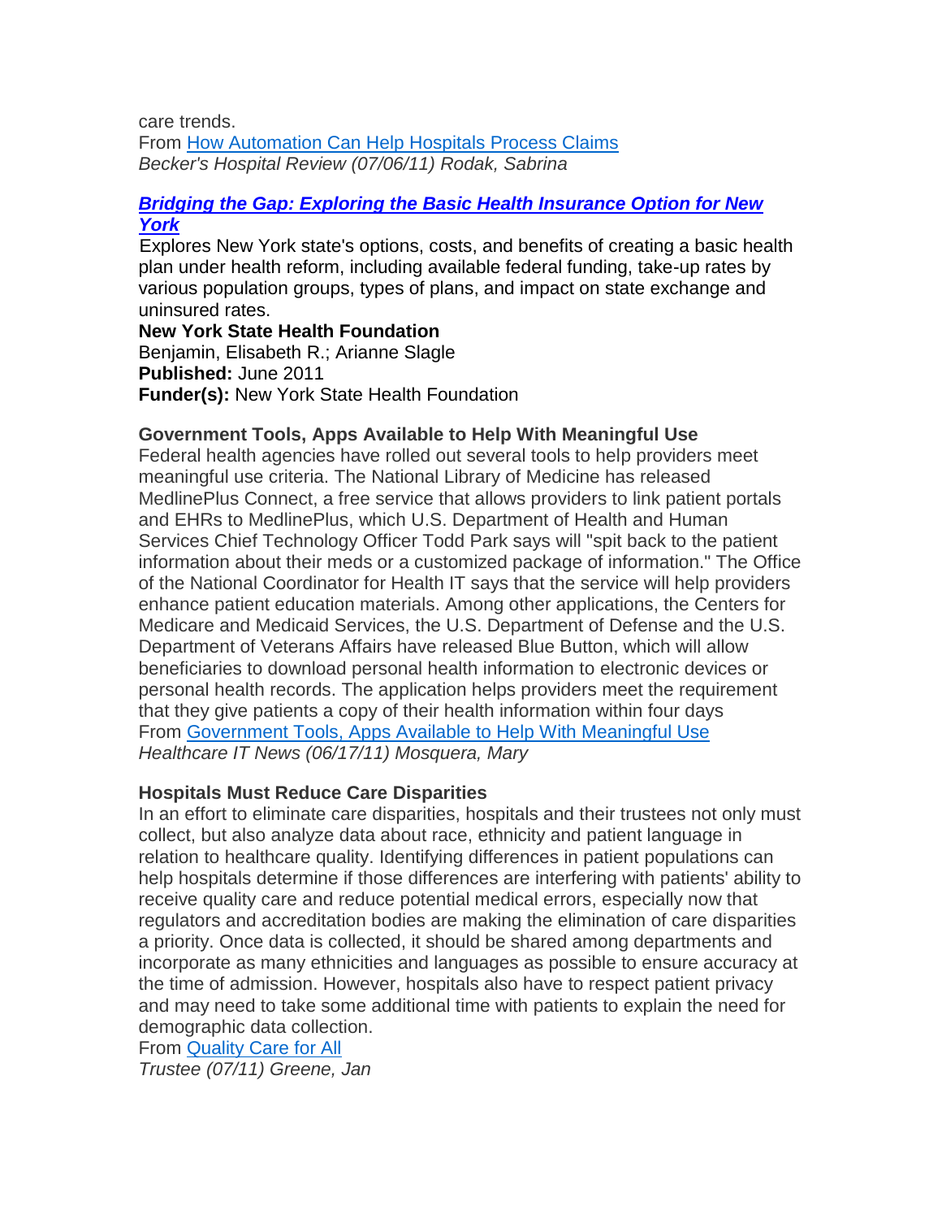care trends.
From [How Automation Can Help Hospitals Process Claims]
*Becker's Hospital Review (07/06/11) Rodak, Sabrina*

### ***Bridging the Gap: Exploring the Basic Health Insurance Option for New York***

Explores New York state's options, costs, and benefits of creating a basic health plan under health reform, including available federal funding, take-up rates by various population groups, types of plans, and impact on state exchange and uninsured rates.
**New York State Health Foundation**
Benjamin, Elisabeth R.; Arianne Slagle
**Published:** June 2011
**Funder(s):** New York State Health Foundation

### Government Tools, Apps Available to Help With Meaningful Use

Federal health agencies have rolled out several tools to help providers meet meaningful use criteria. The National Library of Medicine has released MedlinePlus Connect, a free service that allows providers to link patient portals and EHRs to MedlinePlus, which U.S. Department of Health and Human Services Chief Technology Officer Todd Park says will "spit back to the patient information about their meds or a customized package of information." The Office of the National Coordinator for Health IT says that the service will help providers enhance patient education materials. Among other applications, the Centers for Medicare and Medicaid Services, the U.S. Department of Defense and the U.S. Department of Veterans Affairs have released Blue Button, which will allow beneficiaries to download personal health information to electronic devices or personal health records. The application helps providers meet the requirement that they give patients a copy of their health information within four days
From [Government Tools, Apps Available to Help With Meaningful Use]
*Healthcare IT News (06/17/11) Mosquera, Mary*

### Hospitals Must Reduce Care Disparities

In an effort to eliminate care disparities, hospitals and their trustees not only must collect, but also analyze data about race, ethnicity and patient language in relation to healthcare quality. Identifying differences in patient populations can help hospitals determine if those differences are interfering with patients' ability to receive quality care and reduce potential medical errors, especially now that regulators and accreditation bodies are making the elimination of care disparities a priority. Once data is collected, it should be shared among departments and incorporate as many ethnicities and languages as possible to ensure accuracy at the time of admission. However, hospitals also have to respect patient privacy and may need to take some additional time with patients to explain the need for demographic data collection.
From [Quality Care for All]
*Trustee (07/11) Greene, Jan*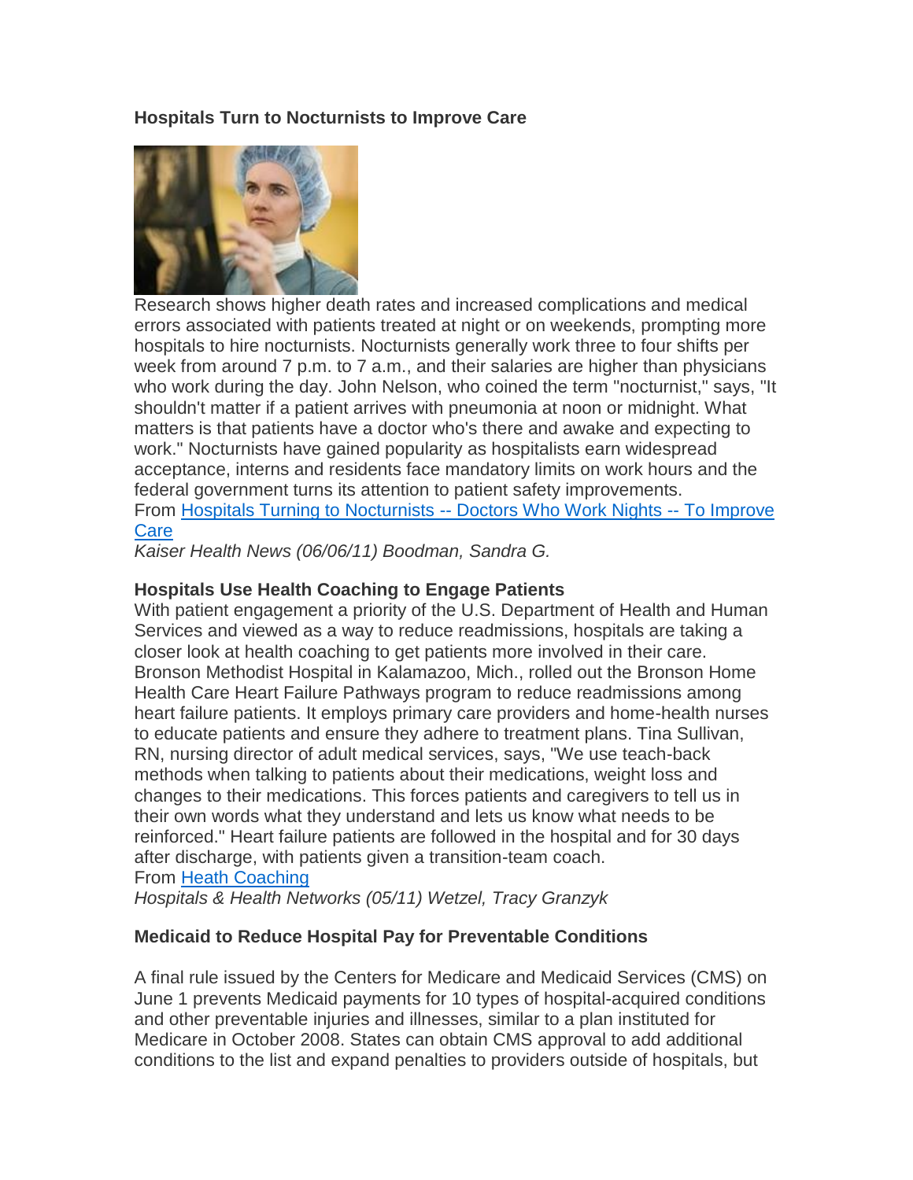**Hospitals Turn to Nocturnists to Improve Care**

Research shows higher death rates and increased complications and medical errors associated with patients treated at night or on weekends, prompting more hospitals to hire nocturnists. Nocturnists generally work three to four shifts per week from around 7 p.m. to 7 a.m., and their salaries are higher than physicians who work during the day. John Nelson, who coined the term "nocturnist," says, "It shouldn't matter if a patient arrives with pneumonia at noon or midnight. What matters is that patients have a doctor who's there and awake and expecting to work." Nocturnists have gained popularity as hospitalists earn widespread acceptance, interns and residents face mandatory limits on work hours and the federal government turns its attention to patient safety improvements.
From Hospitals Turning to Nocturnists -- Doctors Who Work Nights -- To Improve Care
*Kaiser Health News (06/06/11) Boodman, Sandra G.*

**Hospitals Use Health Coaching to Engage Patients**
With patient engagement a priority of the U.S. Department of Health and Human Services and viewed as a way to reduce readmissions, hospitals are taking a closer look at health coaching to get patients more involved in their care. Bronson Methodist Hospital in Kalamazoo, Mich., rolled out the Bronson Home Health Care Heart Failure Pathways program to reduce readmissions among heart failure patients. It employs primary care providers and home-health nurses to educate patients and ensure they adhere to treatment plans. Tina Sullivan, RN, nursing director of adult medical services, says, "We use teach-back methods when talking to patients about their medications, weight loss and changes to their medications. This forces patients and caregivers to tell us in their own words what they understand and lets us know what needs to be reinforced." Heart failure patients are followed in the hospital and for 30 days after discharge, with patients given a transition-team coach.
From Heath Coaching
*Hospitals & Health Networks (05/11) Wetzel, Tracy Granzyk*

**Medicaid to Reduce Hospital Pay for Preventable Conditions**

A final rule issued by the Centers for Medicare and Medicaid Services (CMS) on June 1 prevents Medicaid payments for 10 types of hospital-acquired conditions and other preventable injuries and illnesses, similar to a plan instituted for Medicare in October 2008. States can obtain CMS approval to add additional conditions to the list and expand penalties to providers outside of hospitals, but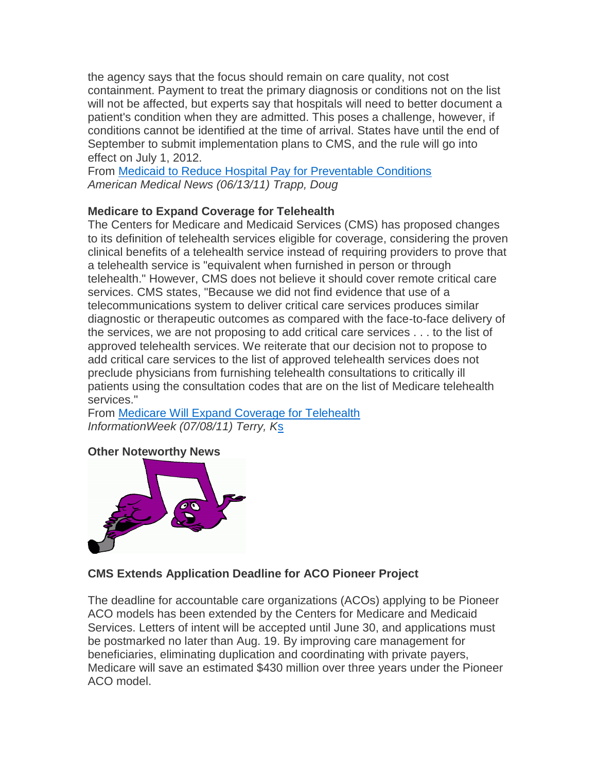the agency says that the focus should remain on care quality, not cost containment. Payment to treat the primary diagnosis or conditions not on the list will not be affected, but experts say that hospitals will need to better document a patient's condition when they are admitted. This poses a challenge, however, if conditions cannot be identified at the time of arrival. States have until the end of September to submit implementation plans to CMS, and the rule will go into effect on July 1, 2012.

From [Medicaid to Reduce Hospital Pay for Preventable Conditions]
*American Medical News (06/13/11) Trapp, Doug*

**Medicare to Expand Coverage for Telehealth**

The Centers for Medicare and Medicaid Services (CMS) has proposed changes to its definition of telehealth services eligible for coverage, considering the proven clinical benefits of a telehealth service instead of requiring providers to prove that a telehealth service is "equivalent when furnished in person or through telehealth." However, CMS does not believe it should cover remote critical care services. CMS states, "Because we did not find evidence that use of a telecommunications system to deliver critical care services produces similar diagnostic or therapeutic outcomes as compared with the face-to-face delivery of the services, we are not proposing to add critical care services . . . to the list of approved telehealth services. We reiterate that our decision not to propose to add critical care services to the list of approved telehealth services does not preclude physicians from furnishing telehealth consultations to critically ill patients using the consultation codes that are on the list of Medicare telehealth services."

From [Medicare Will Expand Coverage for Telehealth]
*InformationWeek (07/08/11) Terry, Ks*

**Other Noteworthy News**

**CMS Extends Application Deadline for ACO Pioneer Project**

The deadline for accountable care organizations (ACOs) applying to be Pioneer ACO models has been extended by the Centers for Medicare and Medicaid Services. Letters of intent will be accepted until June 30, and applications must be postmarked no later than Aug. 19. By improving care management for beneficiaries, eliminating duplication and coordinating with private payers, Medicare will save an estimated $430 million over three years under the Pioneer ACO model.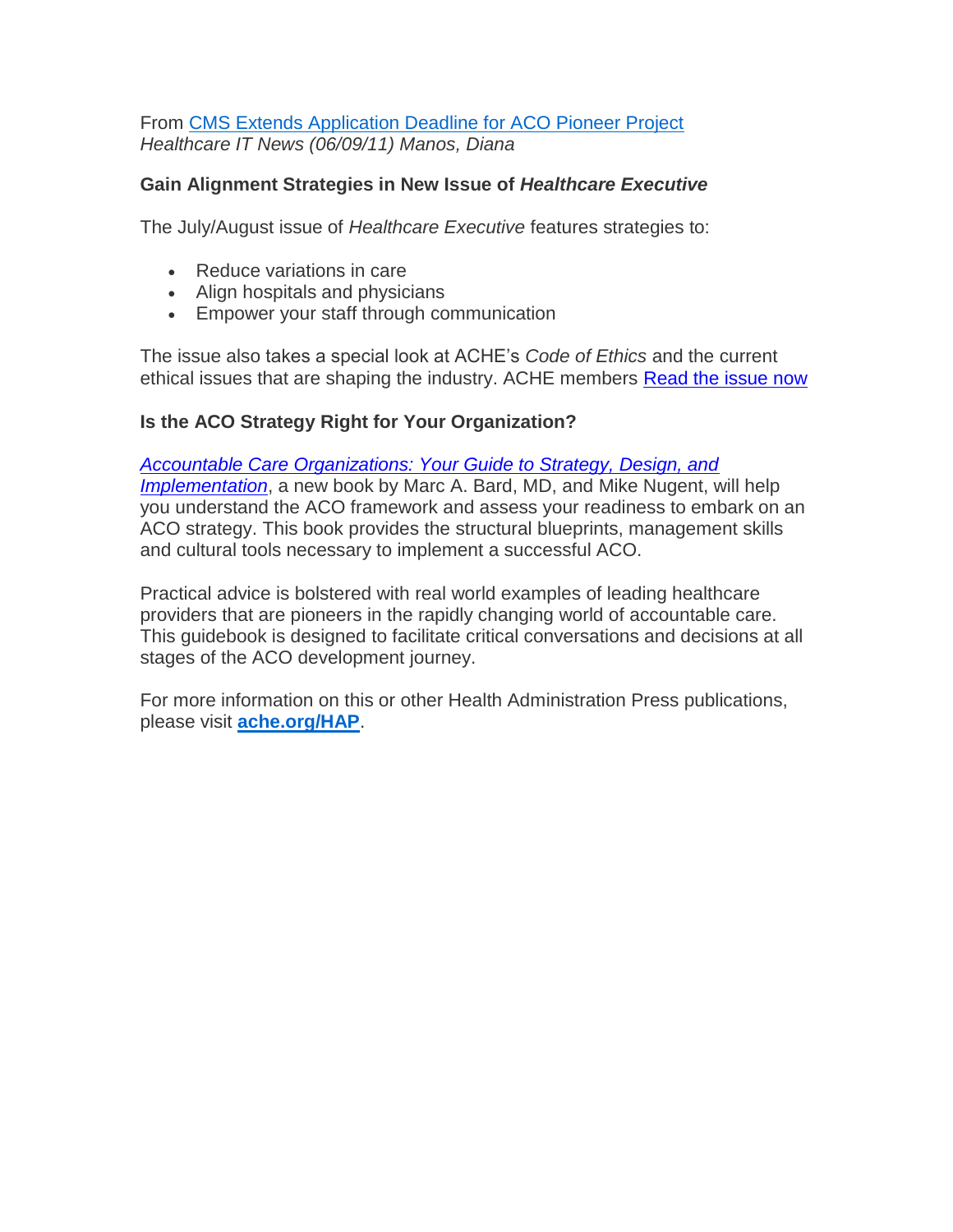From [CMS Extends Application Deadline for ACO Pioneer Project](#)
*Healthcare IT News (06/09/11) Manos, Diana*

**Gain Alignment Strategies in New Issue of *Healthcare Executive***

The July/August issue of *Healthcare Executive* features strategies to:

- Reduce variations in care
- Align hospitals and physicians
- Empower your staff through communication

The issue also takes a special look at ACHE's *Code of Ethics* and the current ethical issues that are shaping the industry. ACHE members [Read the issue now](#)

**Is the ACO Strategy Right for Your Organization?**

[*Accountable Care Organizations: Your Guide to Strategy, Design, and Implementation*](#), a new book by Marc A. Bard, MD, and Mike Nugent, will help you understand the ACO framework and assess your readiness to embark on an ACO strategy. This book provides the structural blueprints, management skills and cultural tools necessary to implement a successful ACO.

Practical advice is bolstered with real world examples of leading healthcare providers that are pioneers in the rapidly changing world of accountable care. This guidebook is designed to facilitate critical conversations and decisions at all stages of the ACO development journey.

For more information on this or other Health Administration Press publications, please visit **[ache.org/HAP](#)**.